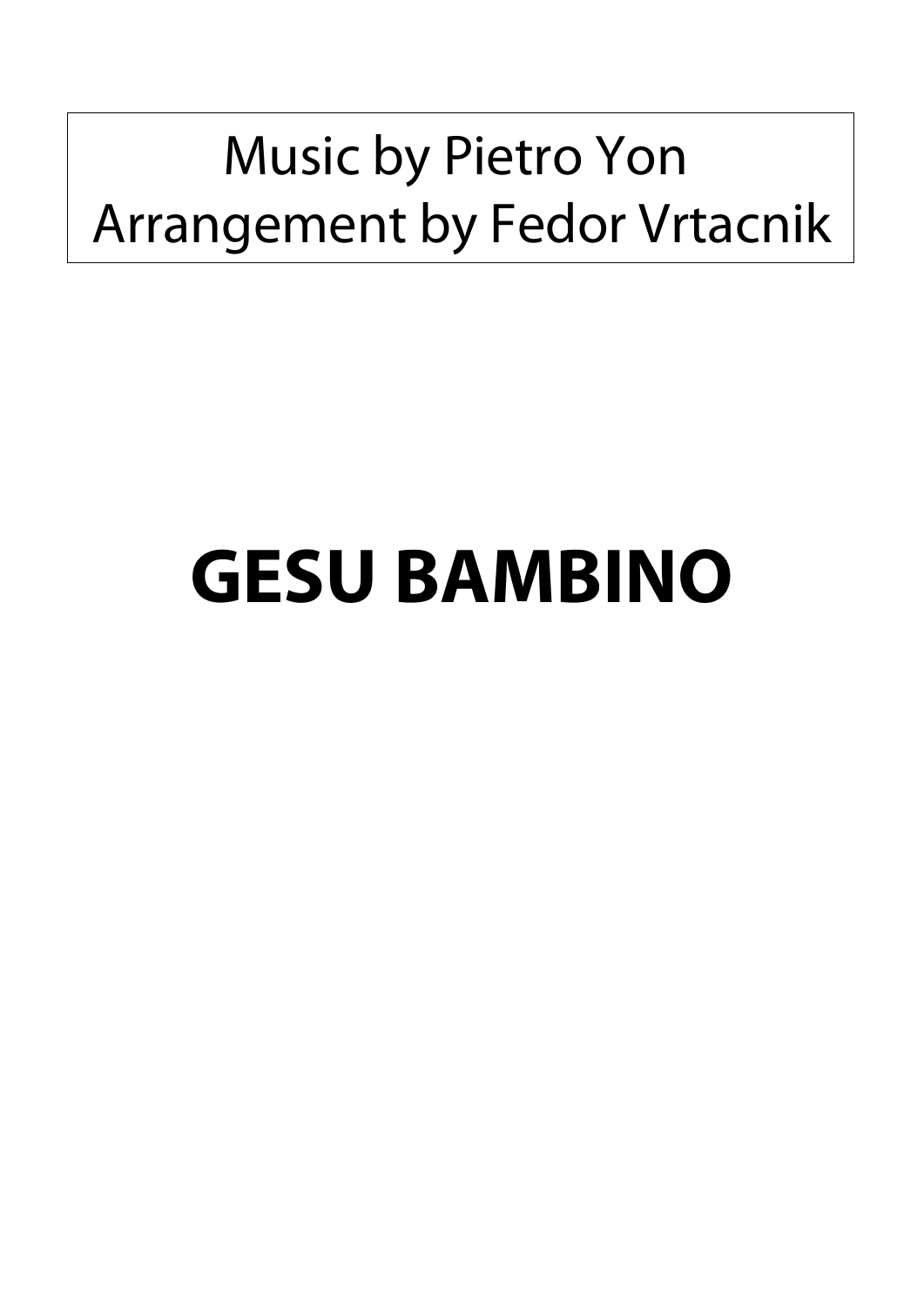Music by Pietro Yon
Arrangement by Fedor Vrtacnik

# GESU BAMBINO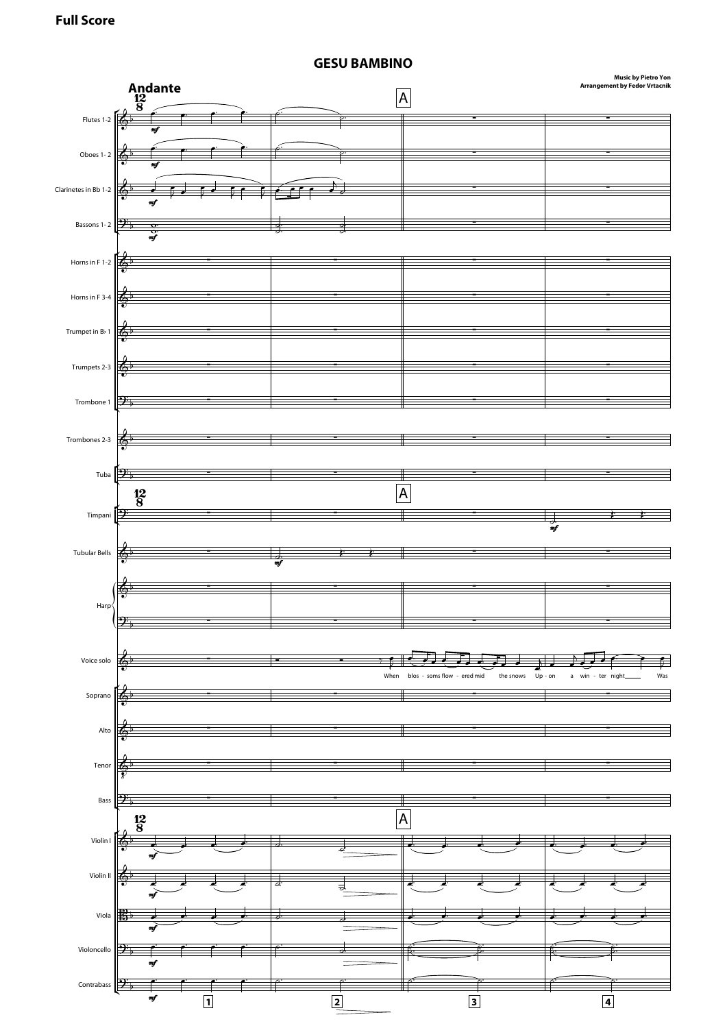**Full Score**

# GESU BAMBINO

Music by Pietro Yon
Arrangement by Fedor Vrtacnik

**Andante**

Flutes 1-2
Oboes 1-2
Clarinetes in Bb 1-2
Bassons 1- 2
Horns in F 1-2
Horns in F 3-4
Trumpet in B♭ 1
Trumpets 2-3
Trombone 1
Trombones 2-3
Tuba
Timpani
Tubular Bells
Harp
Voice solo
Soprano
Alto
Tenor
Bass
Violin I
Violin II
Viola
Violoncello
Contrabass

When blos - soms flow - ered mid the snows Up - on a win - ter night Was